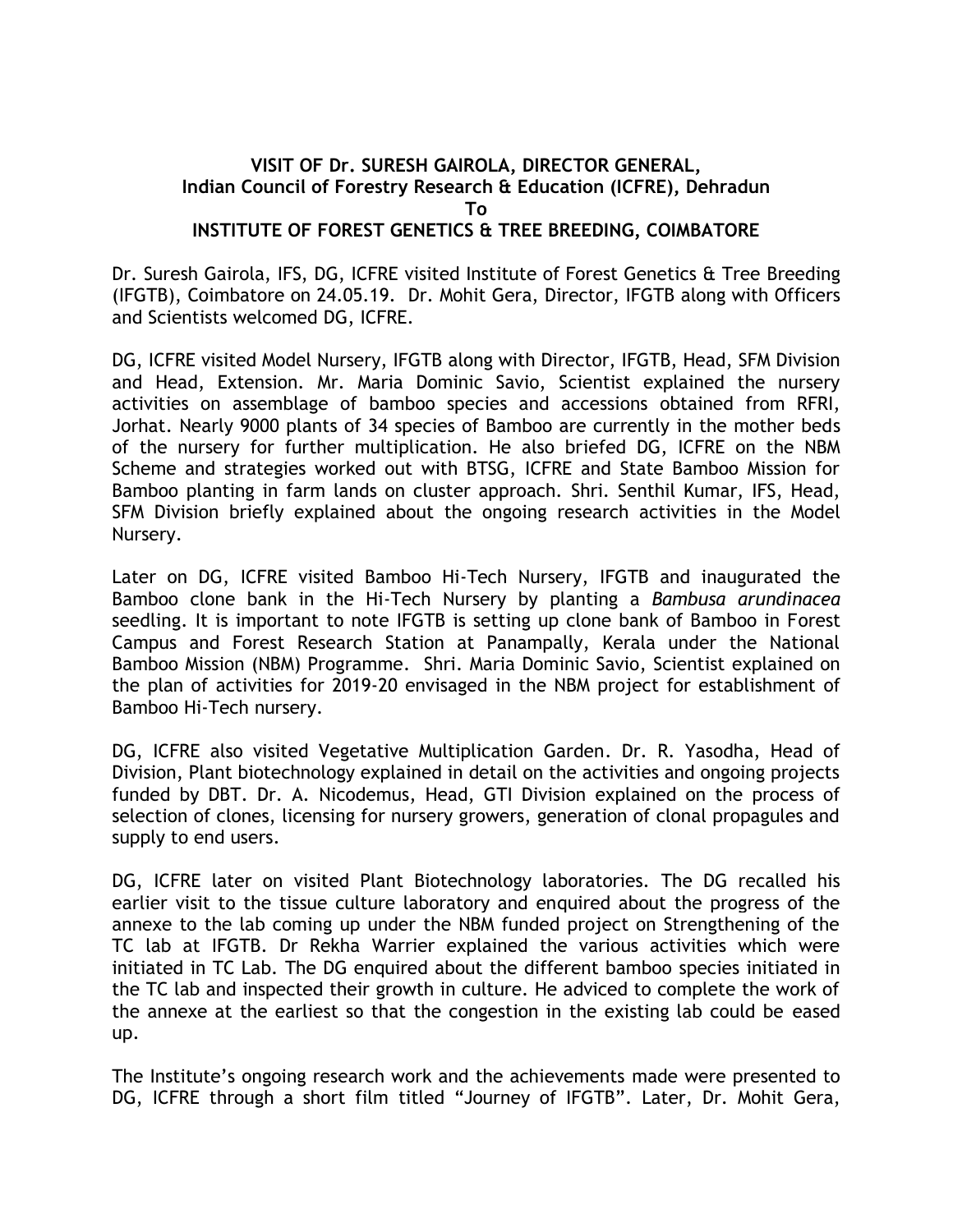**VISIT OF Dr. SURESH GAIROLA, DIRECTOR GENERAL,**
**Indian Council of Forestry Research & Education (ICFRE), Dehradun**
**To**
**INSTITUTE OF FOREST GENETICS & TREE BREEDING, COIMBATORE**

Dr. Suresh Gairola, IFS, DG, ICFRE visited Institute of Forest Genetics & Tree Breeding (IFGTB), Coimbatore on 24.05.19. Dr. Mohit Gera, Director, IFGTB along with Officers and Scientists welcomed DG, ICFRE.

DG, ICFRE visited Model Nursery, IFGTB along with Director, IFGTB, Head, SFM Division and Head, Extension. Mr. Maria Dominic Savio, Scientist explained the nursery activities on assemblage of bamboo species and accessions obtained from RFRI, Jorhat. Nearly 9000 plants of 34 species of Bamboo are currently in the mother beds of the nursery for further multiplication. He also briefed DG, ICFRE on the NBM Scheme and strategies worked out with BTSG, ICFRE and State Bamboo Mission for Bamboo planting in farm lands on cluster approach. Shri. Senthil Kumar, IFS, Head, SFM Division briefly explained about the ongoing research activities in the Model Nursery.

Later on DG, ICFRE visited Bamboo Hi-Tech Nursery, IFGTB and inaugurated the Bamboo clone bank in the Hi-Tech Nursery by planting a *Bambusa arundinacea* seedling. It is important to note IFGTB is setting up clone bank of Bamboo in Forest Campus and Forest Research Station at Panampally, Kerala under the National Bamboo Mission (NBM) Programme. Shri. Maria Dominic Savio, Scientist explained on the plan of activities for 2019-20 envisaged in the NBM project for establishment of Bamboo Hi-Tech nursery.

DG, ICFRE also visited Vegetative Multiplication Garden. Dr. R. Yasodha, Head of Division, Plant biotechnology explained in detail on the activities and ongoing projects funded by DBT. Dr. A. Nicodemus, Head, GTI Division explained on the process of selection of clones, licensing for nursery growers, generation of clonal propagules and supply to end users.

DG, ICFRE later on visited Plant Biotechnology laboratories. The DG recalled his earlier visit to the tissue culture laboratory and enquired about the progress of the annexe to the lab coming up under the NBM funded project on Strengthening of the TC lab at IFGTB. Dr Rekha Warrier explained the various activities which were initiated in TC Lab. The DG enquired about the different bamboo species initiated in the TC lab and inspected their growth in culture. He adviced to complete the work of the annexe at the earliest so that the congestion in the existing lab could be eased up.

The Institute's ongoing research work and the achievements made were presented to DG, ICFRE through a short film titled "Journey of IFGTB". Later, Dr. Mohit Gera,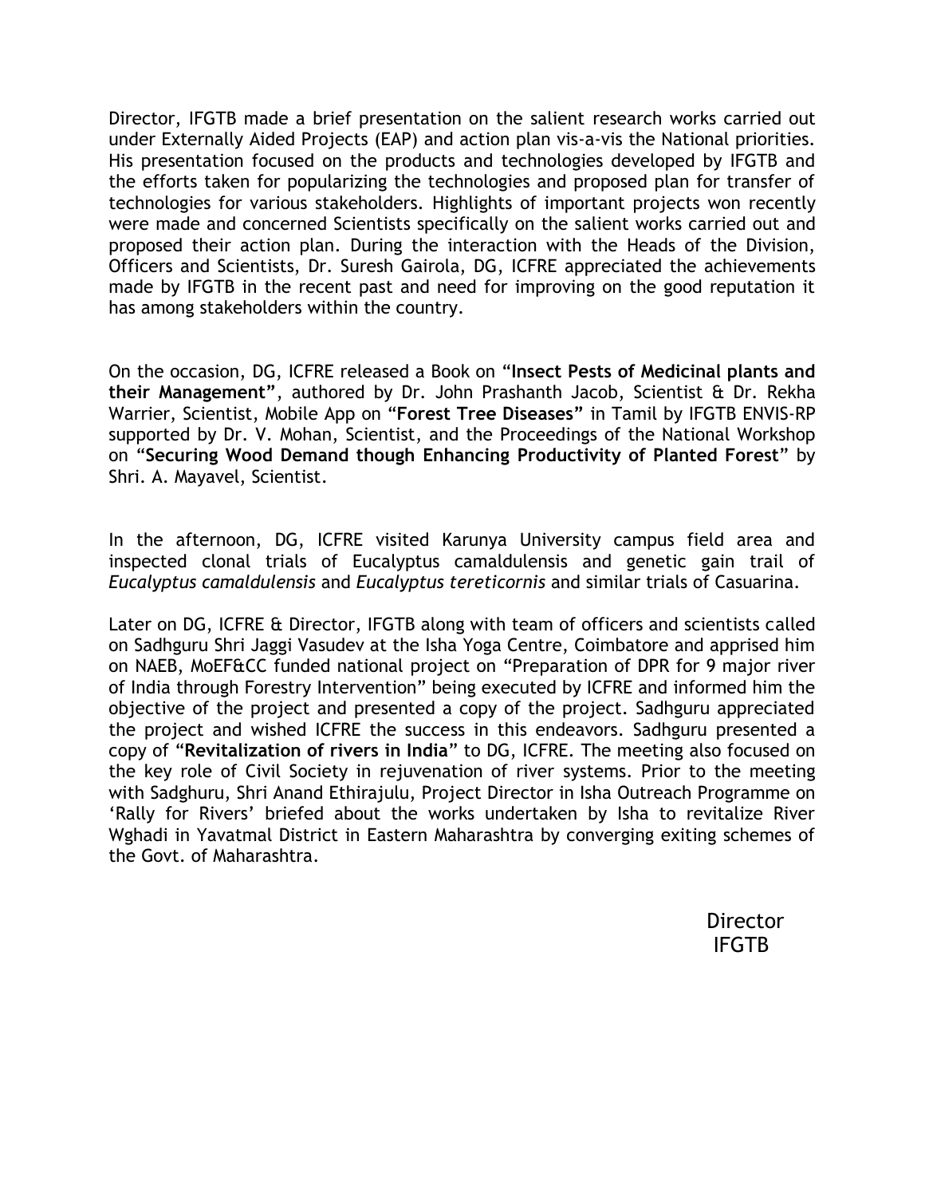Director, IFGTB made a brief presentation on the salient research works carried out under Externally Aided Projects (EAP) and action plan vis-a-vis the National priorities. His presentation focused on the products and technologies developed by IFGTB and the efforts taken for popularizing the technologies and proposed plan for transfer of technologies for various stakeholders. Highlights of important projects won recently were made and concerned Scientists specifically on the salient works carried out and proposed their action plan. During the interaction with the Heads of the Division, Officers and Scientists, Dr. Suresh Gairola, DG, ICFRE appreciated the achievements made by IFGTB in the recent past and need for improving on the good reputation it has among stakeholders within the country.

On the occasion, DG, ICFRE released a Book on "**Insect Pests of Medicinal plants and their Management**", authored by Dr. John Prashanth Jacob, Scientist & Dr. Rekha Warrier, Scientist, Mobile App on "**Forest Tree Diseases**" in Tamil by IFGTB ENVIS-RP supported by Dr. V. Mohan, Scientist, and the Proceedings of the National Workshop on "**Securing Wood Demand though Enhancing Productivity of Planted Forest**" by Shri. A. Mayavel, Scientist.

In the afternoon, DG, ICFRE visited Karunya University campus field area and inspected clonal trials of Eucalyptus camaldulensis and genetic gain trail of *Eucalyptus camaldulensis* and *Eucalyptus tereticornis* and similar trials of Casuarina.

Later on DG, ICFRE & Director, IFGTB along with team of officers and scientists called on Sadhguru Shri Jaggi Vasudev at the Isha Yoga Centre, Coimbatore and apprised him on NAEB, MoEF&CC funded national project on "Preparation of DPR for 9 major river of India through Forestry Intervention" being executed by ICFRE and informed him the objective of the project and presented a copy of the project. Sadhguru appreciated the project and wished ICFRE the success in this endeavors. Sadhguru presented a copy of "**Revitalization of rivers in India**" to DG, ICFRE. The meeting also focused on the key role of Civil Society in rejuvenation of river systems. Prior to the meeting with Sadghuru, Shri Anand Ethirajulu, Project Director in Isha Outreach Programme on 'Rally for Rivers' briefed about the works undertaken by Isha to revitalize River Wghadi in Yavatmal District in Eastern Maharashtra by converging exiting schemes of the Govt. of Maharashtra.

Director
IFGTB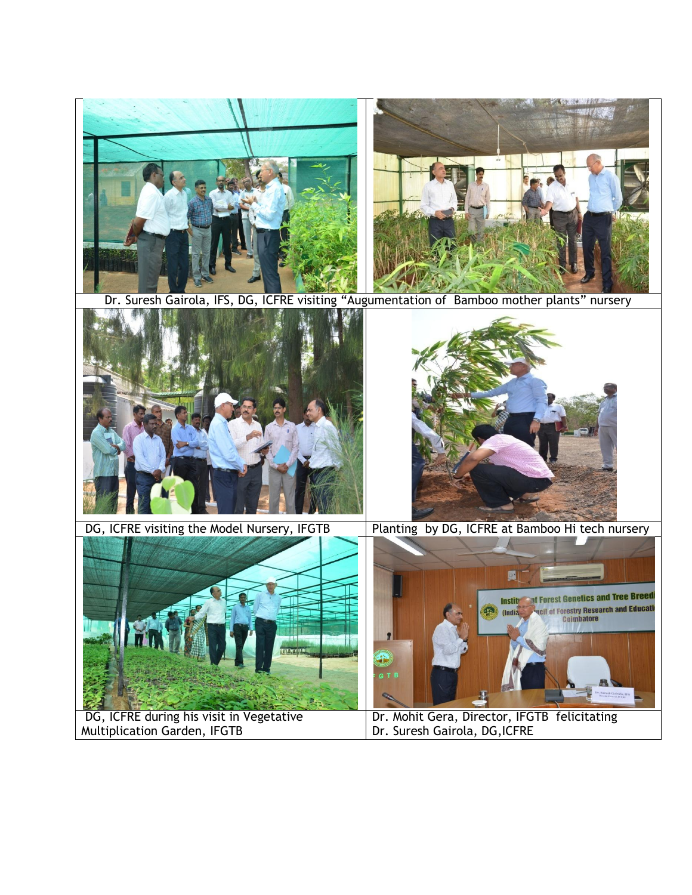Dr. Suresh Gairola, IFS, DG, ICFRE visiting "Augumentation of Bamboo mother plants" nursery

DG, ICFRE visiting the Model Nursery, IFGTB

Planting by DG, ICFRE at Bamboo Hi tech nursery

DG, ICFRE during his visit in Vegetative Multiplication Garden, IFGTB

Dr. Mohit Gera, Director, IFGTB felicitating Dr. Suresh Gairola, DG,ICFRE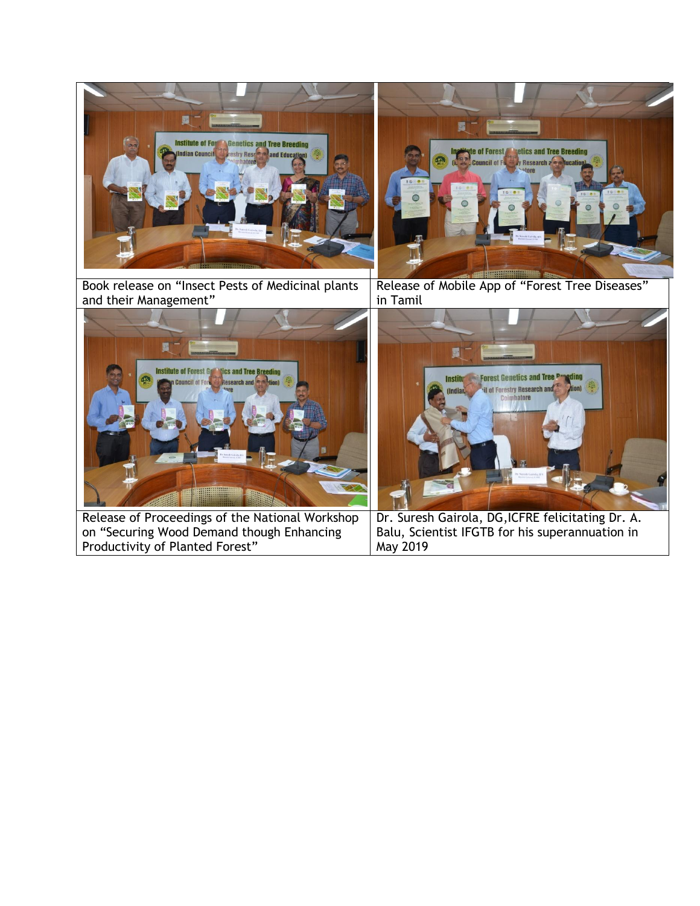| | |
|---|---|
| Book release on “Insect Pests of Medicinal plants and their Management” | Release of Mobile App of “Forest Tree Diseases” in Tamil |
| Release of Proceedings of the National Workshop on “Securing Wood Demand though Enhancing Productivity of Planted Forest” | Dr. Suresh Gairola, DG,ICFRE felicitating Dr. A. Balu, Scientist IFGTB for his superannuation in May 2019 |